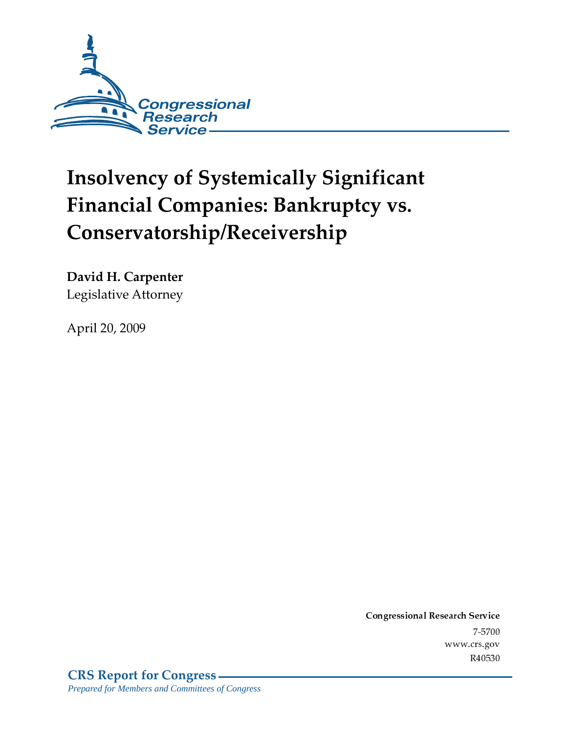Congressional Research Service

# Insolvency of Systemically Significant Financial Companies: Bankruptcy vs. Conservatorship/Receivership

**David H. Carpenter**
Legislative Attorney

April 20, 2009

**Congressional Research Service**
7-5700
www.crs.gov
R40530

**CRS Report for Congress**
*Prepared for Members and Committees of Congress*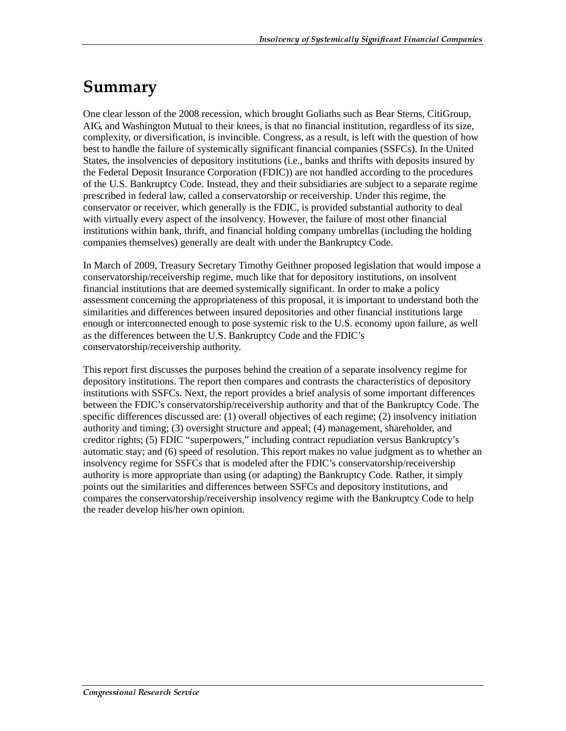# Summary

One clear lesson of the 2008 recession, which brought Goliaths such as Bear Sterns, CitiGroup, AIG, and Washington Mutual to their knees, is that no financial institution, regardless of its size, complexity, or diversification, is invincible. Congress, as a result, is left with the question of how best to handle the failure of systemically significant financial companies (SSFCs). In the United States, the insolvencies of depository institutions (i.e., banks and thrifts with deposits insured by the Federal Deposit Insurance Corporation (FDIC)) are not handled according to the procedures of the U.S. Bankruptcy Code. Instead, they and their subsidiaries are subject to a separate regime prescribed in federal law, called a conservatorship or receivership. Under this regime, the conservator or receiver, which generally is the FDIC, is provided substantial authority to deal with virtually every aspect of the insolvency. However, the failure of most other financial institutions within bank, thrift, and financial holding company umbrellas (including the holding companies themselves) generally are dealt with under the Bankruptcy Code.

In March of 2009, Treasury Secretary Timothy Geithner proposed legislation that would impose a conservatorship/receivership regime, much like that for depository institutions, on insolvent financial institutions that are deemed systemically significant. In order to make a policy assessment concerning the appropriateness of this proposal, it is important to understand both the similarities and differences between insured depositories and other financial institutions large enough or interconnected enough to pose systemic risk to the U.S. economy upon failure, as well as the differences between the U.S. Bankruptcy Code and the FDIC's conservatorship/receivership authority.

This report first discusses the purposes behind the creation of a separate insolvency regime for depository institutions. The report then compares and contrasts the characteristics of depository institutions with SSFCs. Next, the report provides a brief analysis of some important differences between the FDIC's conservatorship/receivership authority and that of the Bankruptcy Code. The specific differences discussed are: (1) overall objectives of each regime; (2) insolvency initiation authority and timing; (3) oversight structure and appeal; (4) management, shareholder, and creditor rights; (5) FDIC "superpowers," including contract repudiation versus Bankruptcy's automatic stay; and (6) speed of resolution. This report makes no value judgment as to whether an insolvency regime for SSFCs that is modeled after the FDIC's conservatorship/receivership authority is more appropriate than using (or adapting) the Bankruptcy Code. Rather, it simply points out the similarities and differences between SSFCs and depository institutions, and compares the conservatorship/receivership insolvency regime with the Bankruptcy Code to help the reader develop his/her own opinion.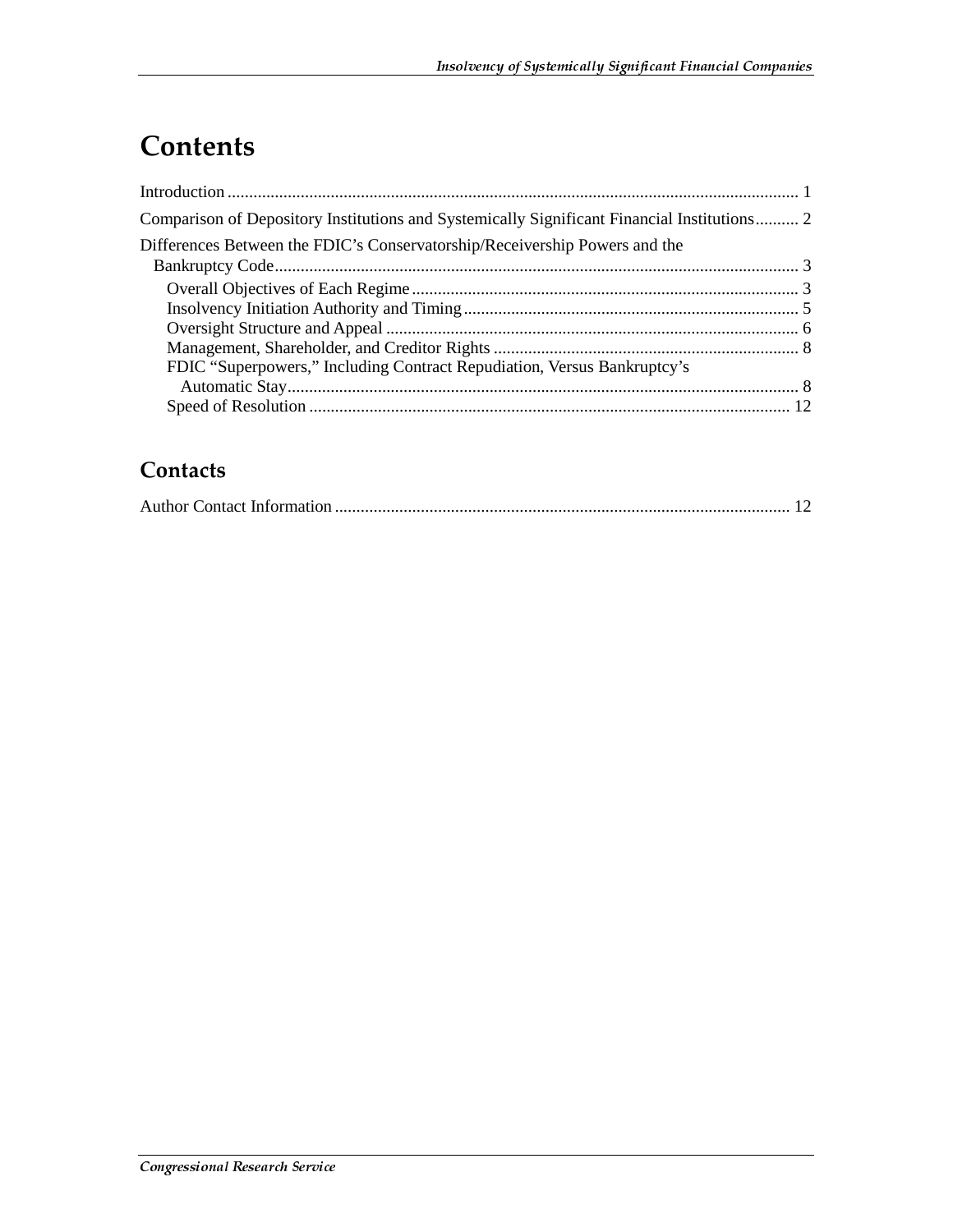# Contents

Introduction .................................................................................................................................... 1

Comparison of Depository Institutions and Systemically Significant Financial Institutions .......... 2

Differences Between the FDIC's Conservatorship/Receivership Powers and the Bankruptcy Code ......................................................................................................................... 3

- Overall Objectives of Each Regime ......................................................................................... 3
- Insolvency Initiation Authority and Timing ............................................................................. 5
- Oversight Structure and Appeal ............................................................................................... 6
- Management, Shareholder, and Creditor Rights ...................................................................... 8
- FDIC "Superpowers," Including Contract Repudiation, Versus Bankruptcy's Automatic Stay ...................................................................................................................... 8
- Speed of Resolution ............................................................................................................... 12

## Contacts

Author Contact Information ......................................................................................................... 12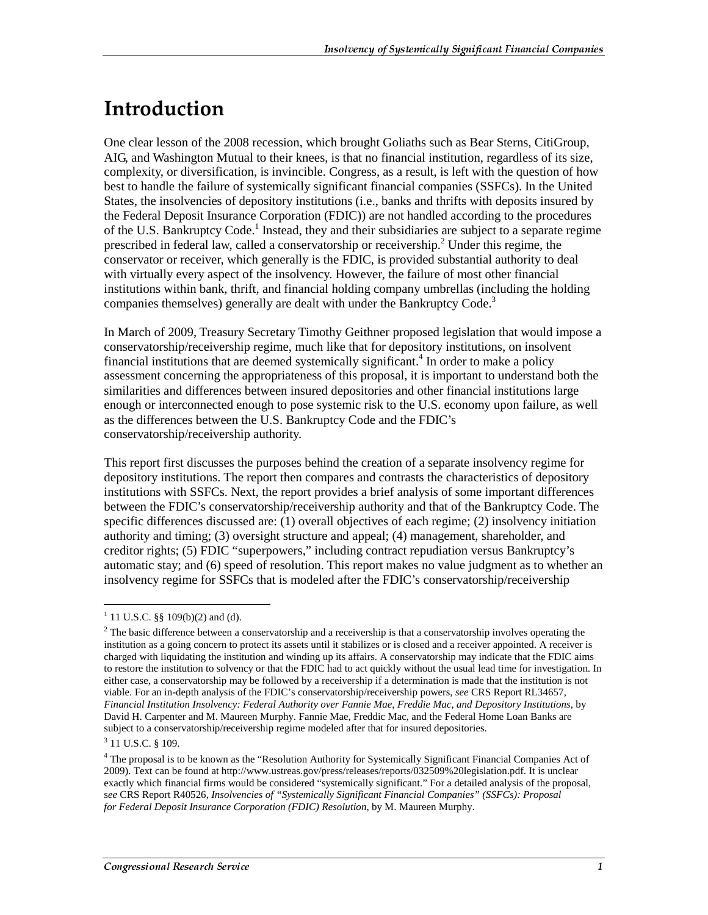# Introduction

One clear lesson of the 2008 recession, which brought Goliaths such as Bear Sterns, CitiGroup, AIG, and Washington Mutual to their knees, is that no financial institution, regardless of its size, complexity, or diversification, is invincible. Congress, as a result, is left with the question of how best to handle the failure of systemically significant financial companies (SSFCs). In the United States, the insolvencies of depository institutions (i.e., banks and thrifts with deposits insured by the Federal Deposit Insurance Corporation (FDIC)) are not handled according to the procedures of the U.S. Bankruptcy Code.[1] Instead, they and their subsidiaries are subject to a separate regime prescribed in federal law, called a conservatorship or receivership.[2] Under this regime, the conservator or receiver, which generally is the FDIC, is provided substantial authority to deal with virtually every aspect of the insolvency. However, the failure of most other financial institutions within bank, thrift, and financial holding company umbrellas (including the holding companies themselves) generally are dealt with under the Bankruptcy Code.[3]

In March of 2009, Treasury Secretary Timothy Geithner proposed legislation that would impose a conservatorship/receivership regime, much like that for depository institutions, on insolvent financial institutions that are deemed systemically significant.[4] In order to make a policy assessment concerning the appropriateness of this proposal, it is important to understand both the similarities and differences between insured depositories and other financial institutions large enough or interconnected enough to pose systemic risk to the U.S. economy upon failure, as well as the differences between the U.S. Bankruptcy Code and the FDIC's conservatorship/receivership authority.

This report first discusses the purposes behind the creation of a separate insolvency regime for depository institutions. The report then compares and contrasts the characteristics of depository institutions with SSFCs. Next, the report provides a brief analysis of some important differences between the FDIC's conservatorship/receivership authority and that of the Bankruptcy Code. The specific differences discussed are: (1) overall objectives of each regime; (2) insolvency initiation authority and timing; (3) oversight structure and appeal; (4) management, shareholder, and creditor rights; (5) FDIC "superpowers," including contract repudiation versus Bankruptcy's automatic stay; and (6) speed of resolution. This report makes no value judgment as to whether an insolvency regime for SSFCs that is modeled after the FDIC's conservatorship/receivership

---

[1] 11 U.S.C. §§ 109(b)(2) and (d).

[2] The basic difference between a conservatorship and a receivership is that a conservatorship involves operating the institution as a going concern to protect its assets until it stabilizes or is closed and a receiver appointed. A receiver is charged with liquidating the institution and winding up its affairs. A conservatorship may indicate that the FDIC aims to restore the institution to solvency or that the FDIC had to act quickly without the usual lead time for investigation. In either case, a conservatorship may be followed by a receivership if a determination is made that the institution is not viable. For an in-depth analysis of the FDIC's conservatorship/receivership powers, *see* CRS Report RL34657, *Financial Institution Insolvency: Federal Authority over Fannie Mae, Freddie Mac, and Depository Institutions*, by David H. Carpenter and M. Maureen Murphy. Fannie Mae, Freddie Mac, and the Federal Home Loan Banks are subject to a conservatorship/receivership regime modeled after that for insured depositories.

[3] 11 U.S.C. § 109.

[4] The proposal is to be known as the "Resolution Authority for Systemically Significant Financial Companies Act of 2009). Text can be found at http://www.ustreas.gov/press/releases/reports/032509%20legislation.pdf. It is unclear exactly which financial firms would be considered "systemically significant." For a detailed analysis of the proposal, s*ee* CRS Report R40526, *Insolvencies of "Systemically Significant Financial Companies" (SSFCs): Proposal for Federal Deposit Insurance Corporation (FDIC) Resolution*, by M. Maureen Murphy.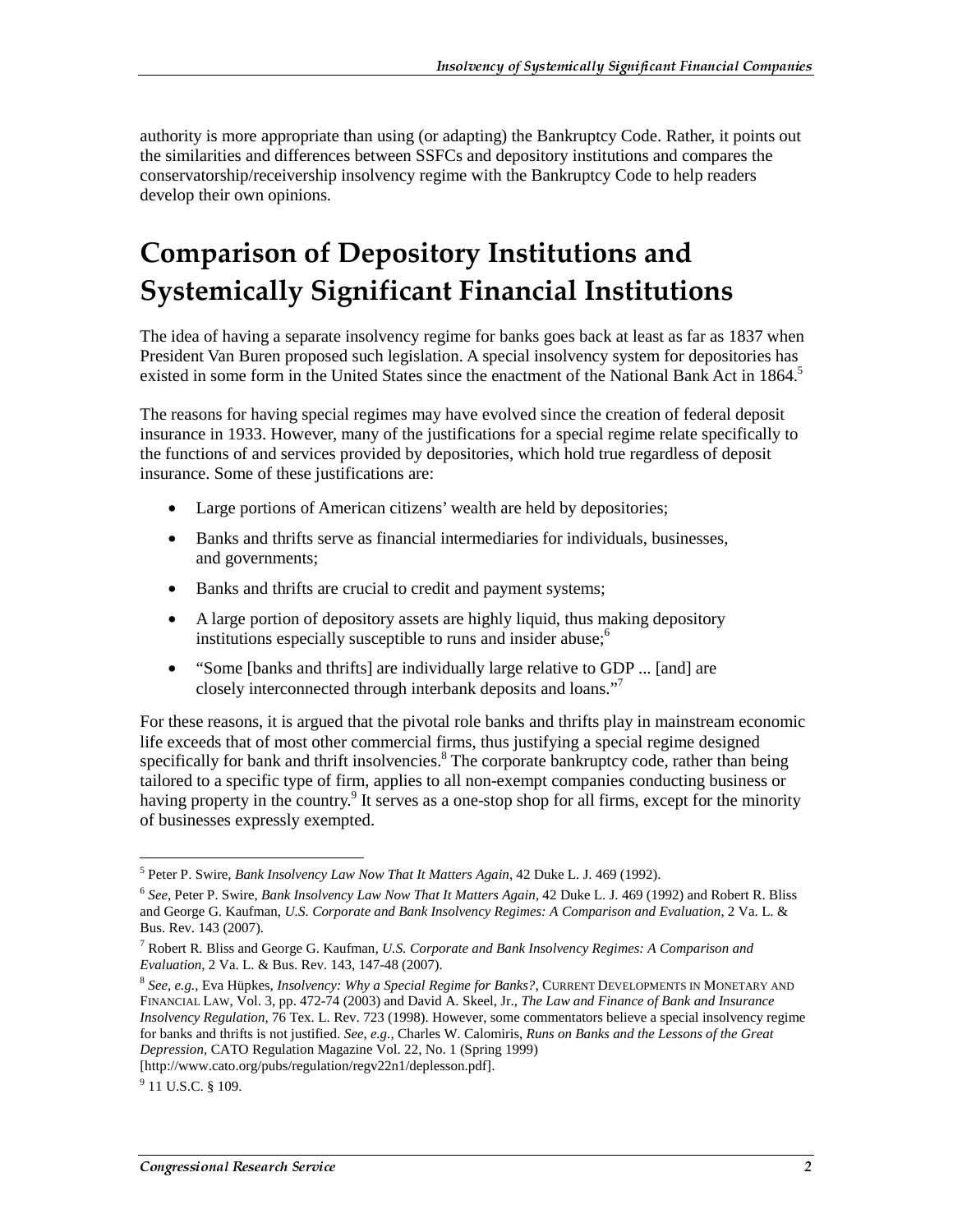authority is more appropriate than using (or adapting) the Bankruptcy Code. Rather, it points out the similarities and differences between SSFCs and depository institutions and compares the conservatorship/receivership insolvency regime with the Bankruptcy Code to help readers develop their own opinions.

# Comparison of Depository Institutions and Systemically Significant Financial Institutions

The idea of having a separate insolvency regime for banks goes back at least as far as 1837 when President Van Buren proposed such legislation. A special insolvency system for depositories has existed in some form in the United States since the enactment of the National Bank Act in 1864.[5]

The reasons for having special regimes may have evolved since the creation of federal deposit insurance in 1933. However, many of the justifications for a special regime relate specifically to the functions of and services provided by depositories, which hold true regardless of deposit insurance. Some of these justifications are:

- Large portions of American citizens' wealth are held by depositories;
- Banks and thrifts serve as financial intermediaries for individuals, businesses, and governments;
- Banks and thrifts are crucial to credit and payment systems;
- A large portion of depository assets are highly liquid, thus making depository institutions especially susceptible to runs and insider abuse;[6]
- "Some [banks and thrifts] are individually large relative to GDP ... [and] are closely interconnected through interbank deposits and loans."[7]

For these reasons, it is argued that the pivotal role banks and thrifts play in mainstream economic life exceeds that of most other commercial firms, thus justifying a special regime designed specifically for bank and thrift insolvencies.[8] The corporate bankruptcy code, rather than being tailored to a specific type of firm, applies to all non-exempt companies conducting business or having property in the country.[9] It serves as a one-stop shop for all firms, except for the minority of businesses expressly exempted.

---

[5] Peter P. Swire, *Bank Insolvency Law Now That It Matters Again*, 42 Duke L. J. 469 (1992).

[6] *See*, Peter P. Swire, *Bank Insolvency Law Now That It Matters Again*, 42 Duke L. J. 469 (1992) and Robert R. Bliss and George G. Kaufman, *U.S. Corporate and Bank Insolvency Regimes: A Comparison and Evaluation*, 2 Va. L. & Bus. Rev. 143 (2007).

[7] Robert R. Bliss and George G. Kaufman, *U.S. Corporate and Bank Insolvency Regimes: A Comparison and Evaluation*, 2 Va. L. & Bus. Rev. 143, 147-48 (2007).

[8] *See, e.g.*, Eva Hüpkes, *Insolvency: Why a Special Regime for Banks?*, CURRENT DEVELOPMENTS IN MONETARY AND FINANCIAL LAW, Vol. 3, pp. 472-74 (2003) and David A. Skeel, Jr., *The Law and Finance of Bank and Insurance Insolvency Regulation*, 76 Tex. L. Rev. 723 (1998). However, some commentators believe a special insolvency regime for banks and thrifts is not justified. *See, e.g.*, Charles W. Calomiris, *Runs on Banks and the Lessons of the Great Depression*, CATO Regulation Magazine Vol. 22, No. 1 (Spring 1999) [http://www.cato.org/pubs/regulation/regv22n1/deplesson.pdf].

[9] 11 U.S.C. § 109.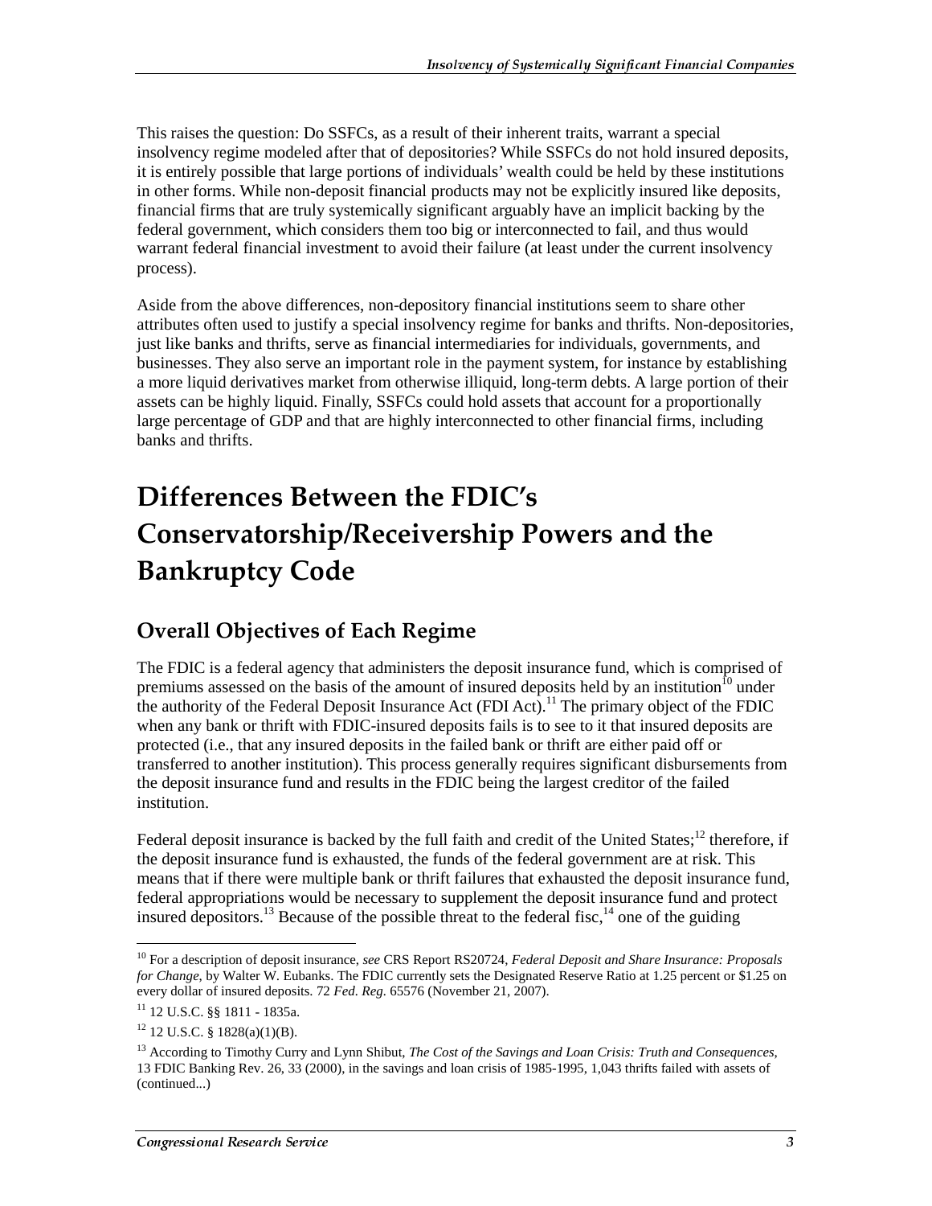This raises the question: Do SSFCs, as a result of their inherent traits, warrant a special insolvency regime modeled after that of depositories? While SSFCs do not hold insured deposits, it is entirely possible that large portions of individuals' wealth could be held by these institutions in other forms. While non-deposit financial products may not be explicitly insured like deposits, financial firms that are truly systemically significant arguably have an implicit backing by the federal government, which considers them too big or interconnected to fail, and thus would warrant federal financial investment to avoid their failure (at least under the current insolvency process).

Aside from the above differences, non-depository financial institutions seem to share other attributes often used to justify a special insolvency regime for banks and thrifts. Non-depositories, just like banks and thrifts, serve as financial intermediaries for individuals, governments, and businesses. They also serve an important role in the payment system, for instance by establishing a more liquid derivatives market from otherwise illiquid, long-term debts. A large portion of their assets can be highly liquid. Finally, SSFCs could hold assets that account for a proportionally large percentage of GDP and that are highly interconnected to other financial firms, including banks and thrifts.

# Differences Between the FDIC's Conservatorship/Receivership Powers and the Bankruptcy Code

## Overall Objectives of Each Regime

The FDIC is a federal agency that administers the deposit insurance fund, which is comprised of premiums assessed on the basis of the amount of insured deposits held by an institution[10] under the authority of the Federal Deposit Insurance Act (FDI Act).[11] The primary object of the FDIC when any bank or thrift with FDIC-insured deposits fails is to see to it that insured deposits are protected (i.e., that any insured deposits in the failed bank or thrift are either paid off or transferred to another institution). This process generally requires significant disbursements from the deposit insurance fund and results in the FDIC being the largest creditor of the failed institution.

Federal deposit insurance is backed by the full faith and credit of the United States;[12] therefore, if the deposit insurance fund is exhausted, the funds of the federal government are at risk. This means that if there were multiple bank or thrift failures that exhausted the deposit insurance fund, federal appropriations would be necessary to supplement the deposit insurance fund and protect insured depositors.[13] Because of the possible threat to the federal fisc,[14] one of the guiding

---

[10] For a description of deposit insurance, *see* CRS Report RS20724, *Federal Deposit and Share Insurance: Proposals for Change*, by Walter W. Eubanks. The FDIC currently sets the Designated Reserve Ratio at 1.25 percent or $1.25 on every dollar of insured deposits. 72 *Fed. Reg.* 65576 (November 21, 2007).

[11] 12 U.S.C. §§ 1811 - 1835a.

[12] 12 U.S.C. § 1828(a)(1)(B).

[13] According to Timothy Curry and Lynn Shibut, *The Cost of the Savings and Loan Crisis: Truth and Consequences*, 13 FDIC Banking Rev. 26, 33 (2000), in the savings and loan crisis of 1985-1995, 1,043 thrifts failed with assets of (continued...)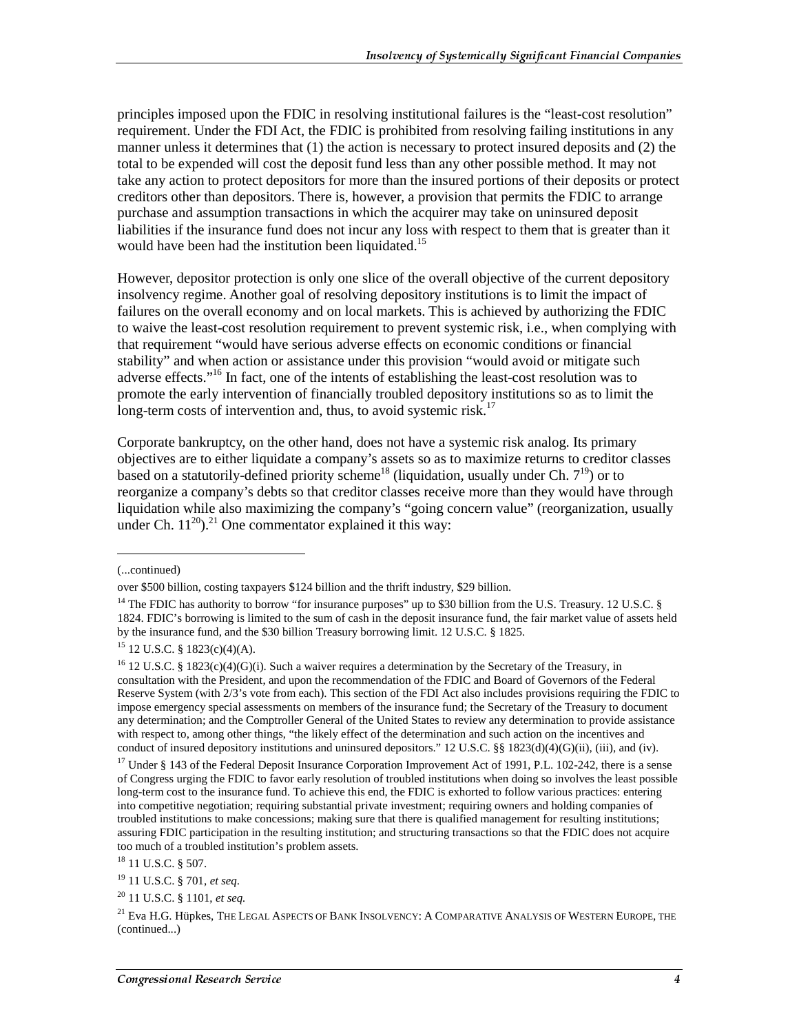principles imposed upon the FDIC in resolving institutional failures is the "least-cost resolution" requirement. Under the FDI Act, the FDIC is prohibited from resolving failing institutions in any manner unless it determines that (1) the action is necessary to protect insured deposits and (2) the total to be expended will cost the deposit fund less than any other possible method. It may not take any action to protect depositors for more than the insured portions of their deposits or protect creditors other than depositors. There is, however, a provision that permits the FDIC to arrange purchase and assumption transactions in which the acquirer may take on uninsured deposit liabilities if the insurance fund does not incur any loss with respect to them that is greater than it would have been had the institution been liquidated.[15]

However, depositor protection is only one slice of the overall objective of the current depository insolvency regime. Another goal of resolving depository institutions is to limit the impact of failures on the overall economy and on local markets. This is achieved by authorizing the FDIC to waive the least-cost resolution requirement to prevent systemic risk, i.e., when complying with that requirement "would have serious adverse effects on economic conditions or financial stability" and when action or assistance under this provision "would avoid or mitigate such adverse effects."[16] In fact, one of the intents of establishing the least-cost resolution was to promote the early intervention of financially troubled depository institutions so as to limit the long-term costs of intervention and, thus, to avoid systemic risk.[17]

Corporate bankruptcy, on the other hand, does not have a systemic risk analog. Its primary objectives are to either liquidate a company's assets so as to maximize returns to creditor classes based on a statutorily-defined priority scheme[18] (liquidation, usually under Ch. 7[19]) or to reorganize a company's debts so that creditor classes receive more than they would have through liquidation while also maximizing the company's "going concern value" (reorganization, usually under Ch. 11[20]).[21] One commentator explained it this way:

---

(...continued)

over $500 billion, costing taxpayers $124 billion and the thrift industry, $29 billion.

[14] The FDIC has authority to borrow "for insurance purposes" up to $30 billion from the U.S. Treasury. 12 U.S.C. § 1824. FDIC's borrowing is limited to the sum of cash in the deposit insurance fund, the fair market value of assets held by the insurance fund, and the $30 billion Treasury borrowing limit. 12 U.S.C. § 1825.

[15] 12 U.S.C. § 1823(c)(4)(A).

[16] 12 U.S.C. § 1823(c)(4)(G)(i). Such a waiver requires a determination by the Secretary of the Treasury, in consultation with the President, and upon the recommendation of the FDIC and Board of Governors of the Federal Reserve System (with 2/3's vote from each). This section of the FDI Act also includes provisions requiring the FDIC to impose emergency special assessments on members of the insurance fund; the Secretary of the Treasury to document any determination; and the Comptroller General of the United States to review any determination to provide assistance with respect to, among other things, "the likely effect of the determination and such action on the incentives and conduct of insured depository institutions and uninsured depositors." 12 U.S.C. §§ 1823(d)(4)(G)(ii), (iii), and (iv).

[17] Under § 143 of the Federal Deposit Insurance Corporation Improvement Act of 1991, P.L. 102-242, there is a sense of Congress urging the FDIC to favor early resolution of troubled institutions when doing so involves the least possible long-term cost to the insurance fund. To achieve this end, the FDIC is exhorted to follow various practices: entering into competitive negotiation; requiring substantial private investment; requiring owners and holding companies of troubled institutions to make concessions; making sure that there is qualified management for resulting institutions; assuring FDIC participation in the resulting institution; and structuring transactions so that the FDIC does not acquire too much of a troubled institution's problem assets.

[18] 11 U.S.C. § 507.

[19] 11 U.S.C. § 701, *et seq*.

[20] 11 U.S.C. § 1101, *et seq.*

[21] Eva H.G. Hüpkes, THE LEGAL ASPECTS OF BANK INSOLVENCY: A COMPARATIVE ANALYSIS OF WESTERN EUROPE, THE (continued...)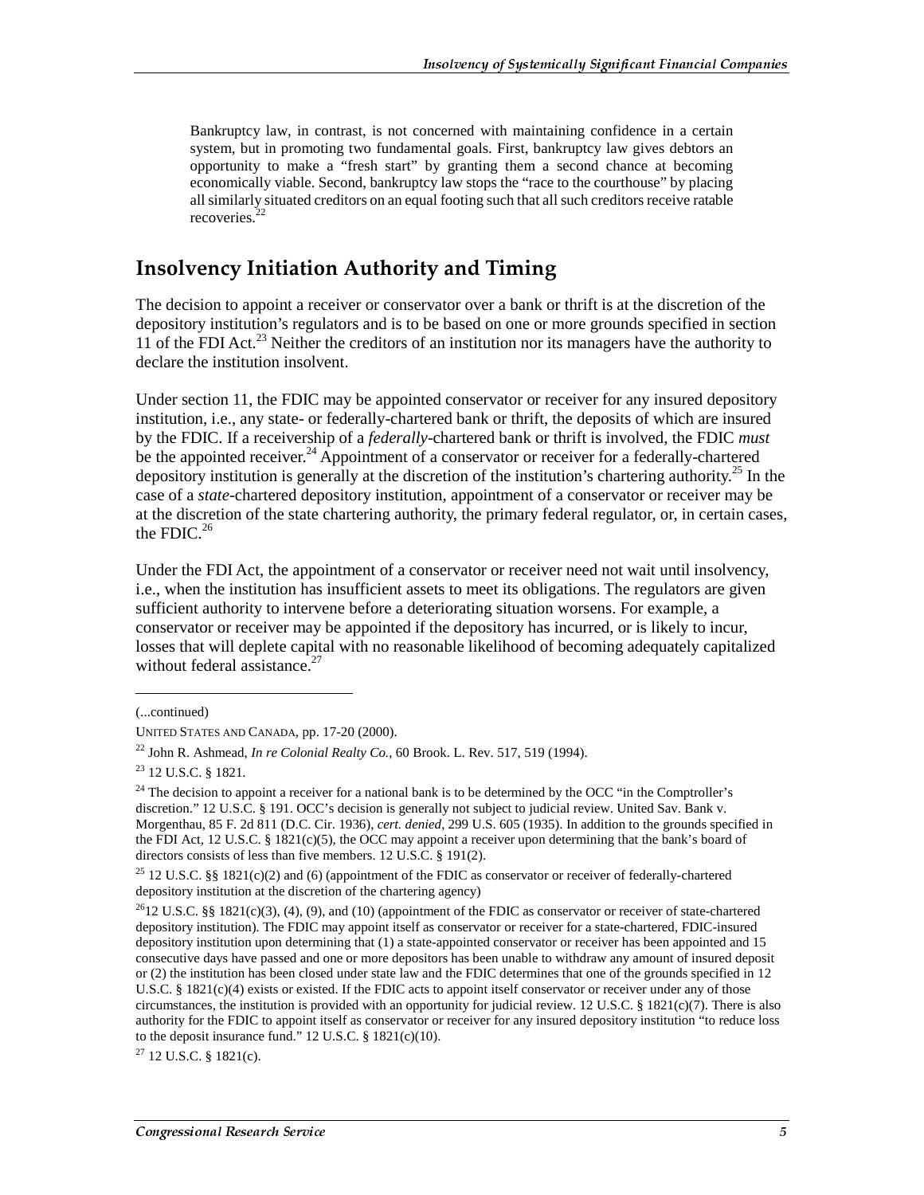> Bankruptcy law, in contrast, is not concerned with maintaining confidence in a certain system, but in promoting two fundamental goals. First, bankruptcy law gives debtors an opportunity to make a "fresh start" by granting them a second chance at becoming economically viable. Second, bankruptcy law stops the "race to the courthouse" by placing all similarly situated creditors on an equal footing such that all such creditors receive ratable recoveries.[22]

## Insolvency Initiation Authority and Timing

The decision to appoint a receiver or conservator over a bank or thrift is at the discretion of the depository institution's regulators and is to be based on one or more grounds specified in section 11 of the FDI Act.[23] Neither the creditors of an institution nor its managers have the authority to declare the institution insolvent.

Under section 11, the FDIC may be appointed conservator or receiver for any insured depository institution, i.e., any state- or federally-chartered bank or thrift, the deposits of which are insured by the FDIC. If a receivership of a *federally*-chartered bank or thrift is involved, the FDIC *must* be the appointed receiver.[24] Appointment of a conservator or receiver for a federally-chartered depository institution is generally at the discretion of the institution's chartering authority.[25] In the case of a *state*-chartered depository institution, appointment of a conservator or receiver may be at the discretion of the state chartering authority, the primary federal regulator, or, in certain cases, the FDIC.[26]

Under the FDI Act, the appointment of a conservator or receiver need not wait until insolvency, i.e., when the institution has insufficient assets to meet its obligations. The regulators are given sufficient authority to intervene before a deteriorating situation worsens. For example, a conservator or receiver may be appointed if the depository has incurred, or is likely to incur, losses that will deplete capital with no reasonable likelihood of becoming adequately capitalized without federal assistance.[27]

---

(...continued)

UNITED STATES AND CANADA, pp. 17-20 (2000).

[22] John R. Ashmead, *In re Colonial Realty Co.*, 60 Brook. L. Rev. 517, 519 (1994).

[23] 12 U.S.C. § 1821.

[24] The decision to appoint a receiver for a national bank is to be determined by the OCC "in the Comptroller's discretion." 12 U.S.C. § 191. OCC's decision is generally not subject to judicial review. United Sav. Bank v. Morgenthau, 85 F. 2d 811 (D.C. Cir. 1936), *cert. denied*, 299 U.S. 605 (1935). In addition to the grounds specified in the FDI Act, 12 U.S.C. § 1821(c)(5), the OCC may appoint a receiver upon determining that the bank's board of directors consists of less than five members. 12 U.S.C. § 191(2).

[25] 12 U.S.C. §§ 1821(c)(2) and (6) (appointment of the FDIC as conservator or receiver of federally-chartered depository institution at the discretion of the chartering agency)

[26] 12 U.S.C. §§ 1821(c)(3), (4), (9), and (10) (appointment of the FDIC as conservator or receiver of state-chartered depository institution). The FDIC may appoint itself as conservator or receiver for a state-chartered, FDIC-insured depository institution upon determining that (1) a state-appointed conservator or receiver has been appointed and 15 consecutive days have passed and one or more depositors has been unable to withdraw any amount of insured deposit or (2) the institution has been closed under state law and the FDIC determines that one of the grounds specified in 12 U.S.C. § 1821(c)(4) exists or existed. If the FDIC acts to appoint itself conservator or receiver under any of those circumstances, the institution is provided with an opportunity for judicial review. 12 U.S.C. § 1821(c)(7). There is also authority for the FDIC to appoint itself as conservator or receiver for any insured depository institution "to reduce loss to the deposit insurance fund." 12 U.S.C. § 1821(c)(10).

[27] 12 U.S.C. § 1821(c).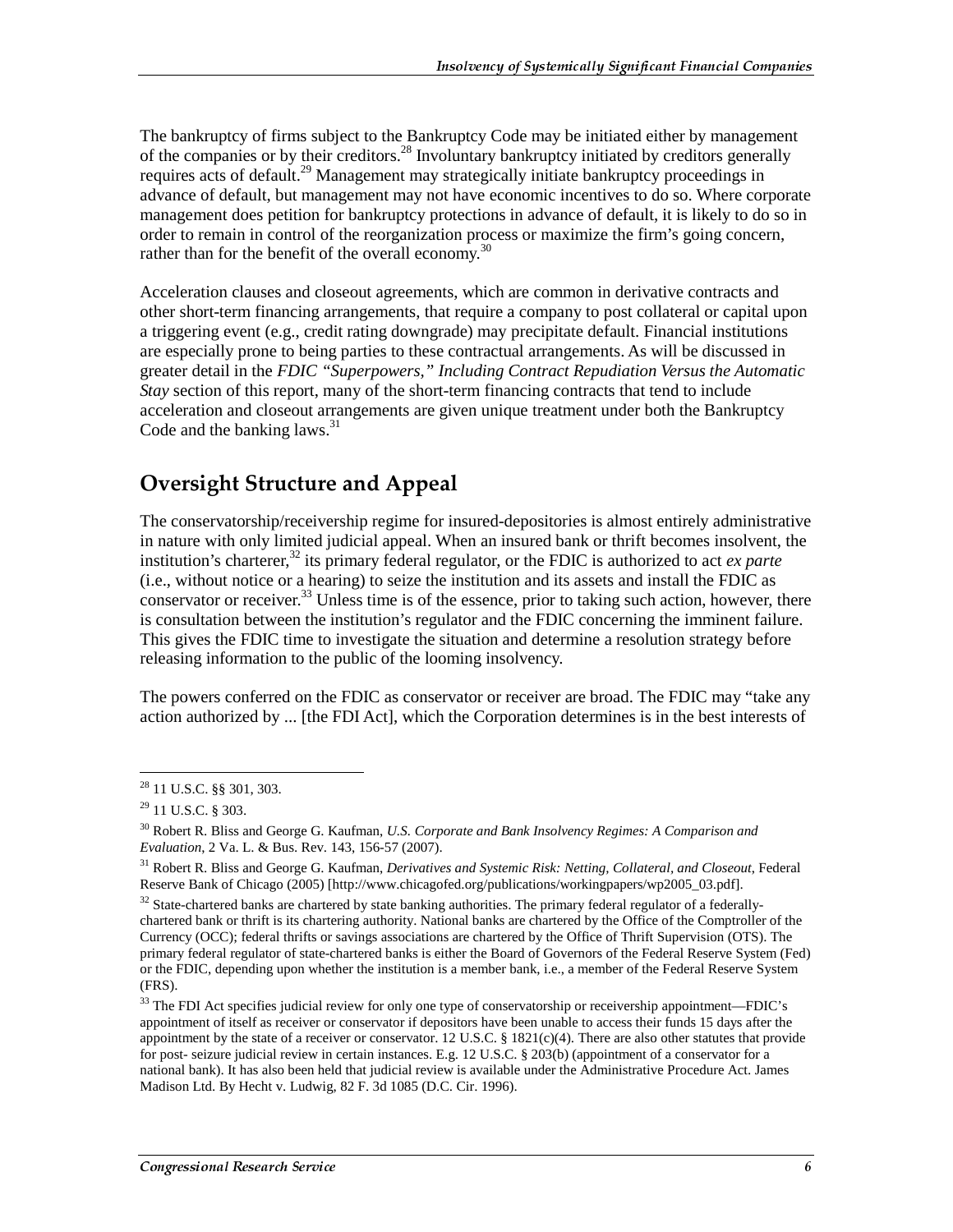The bankruptcy of firms subject to the Bankruptcy Code may be initiated either by management of the companies or by their creditors.[28] Involuntary bankruptcy initiated by creditors generally requires acts of default.[29] Management may strategically initiate bankruptcy proceedings in advance of default, but management may not have economic incentives to do so. Where corporate management does petition for bankruptcy protections in advance of default, it is likely to do so in order to remain in control of the reorganization process or maximize the firm's going concern, rather than for the benefit of the overall economy.[30]

Acceleration clauses and closeout agreements, which are common in derivative contracts and other short-term financing arrangements, that require a company to post collateral or capital upon a triggering event (e.g., credit rating downgrade) may precipitate default. Financial institutions are especially prone to being parties to these contractual arrangements. As will be discussed in greater detail in the *FDIC "Superpowers," Including Contract Repudiation Versus the Automatic Stay* section of this report, many of the short-term financing contracts that tend to include acceleration and closeout arrangements are given unique treatment under both the Bankruptcy Code and the banking laws.[31]

## Oversight Structure and Appeal

The conservatorship/receivership regime for insured-depositories is almost entirely administrative in nature with only limited judicial appeal. When an insured bank or thrift becomes insolvent, the institution's charterer,[32] its primary federal regulator, or the FDIC is authorized to act *ex parte* (i.e., without notice or a hearing) to seize the institution and its assets and install the FDIC as conservator or receiver.[33] Unless time is of the essence, prior to taking such action, however, there is consultation between the institution's regulator and the FDIC concerning the imminent failure. This gives the FDIC time to investigate the situation and determine a resolution strategy before releasing information to the public of the looming insolvency.

The powers conferred on the FDIC as conservator or receiver are broad. The FDIC may "take any action authorized by ... [the FDI Act], which the Corporation determines is in the best interests of

---

[28] 11 U.S.C. §§ 301, 303.

[29] 11 U.S.C. § 303.

[30] Robert R. Bliss and George G. Kaufman, *U.S. Corporate and Bank Insolvency Regimes: A Comparison and Evaluation*, 2 Va. L. & Bus. Rev. 143, 156-57 (2007).

[31] Robert R. Bliss and George G. Kaufman, *Derivatives and Systemic Risk: Netting, Collateral, and Closeout*, Federal Reserve Bank of Chicago (2005) [http://www.chicagofed.org/publications/workingpapers/wp2005_03.pdf].

[32] State-chartered banks are chartered by state banking authorities. The primary federal regulator of a federally-chartered bank or thrift is its chartering authority. National banks are chartered by the Office of the Comptroller of the Currency (OCC); federal thrifts or savings associations are chartered by the Office of Thrift Supervision (OTS). The primary federal regulator of state-chartered banks is either the Board of Governors of the Federal Reserve System (Fed) or the FDIC, depending upon whether the institution is a member bank, i.e., a member of the Federal Reserve System (FRS).

[33] The FDI Act specifies judicial review for only one type of conservatorship or receivership appointment—FDIC's appointment of itself as receiver or conservator if depositors have been unable to access their funds 15 days after the appointment by the state of a receiver or conservator. 12 U.S.C. § 1821(c)(4). There are also other statutes that provide for post- seizure judicial review in certain instances. E.g. 12 U.S.C. § 203(b) (appointment of a conservator for a national bank). It has also been held that judicial review is available under the Administrative Procedure Act. James Madison Ltd. By Hecht v. Ludwig, 82 F. 3d 1085 (D.C. Cir. 1996).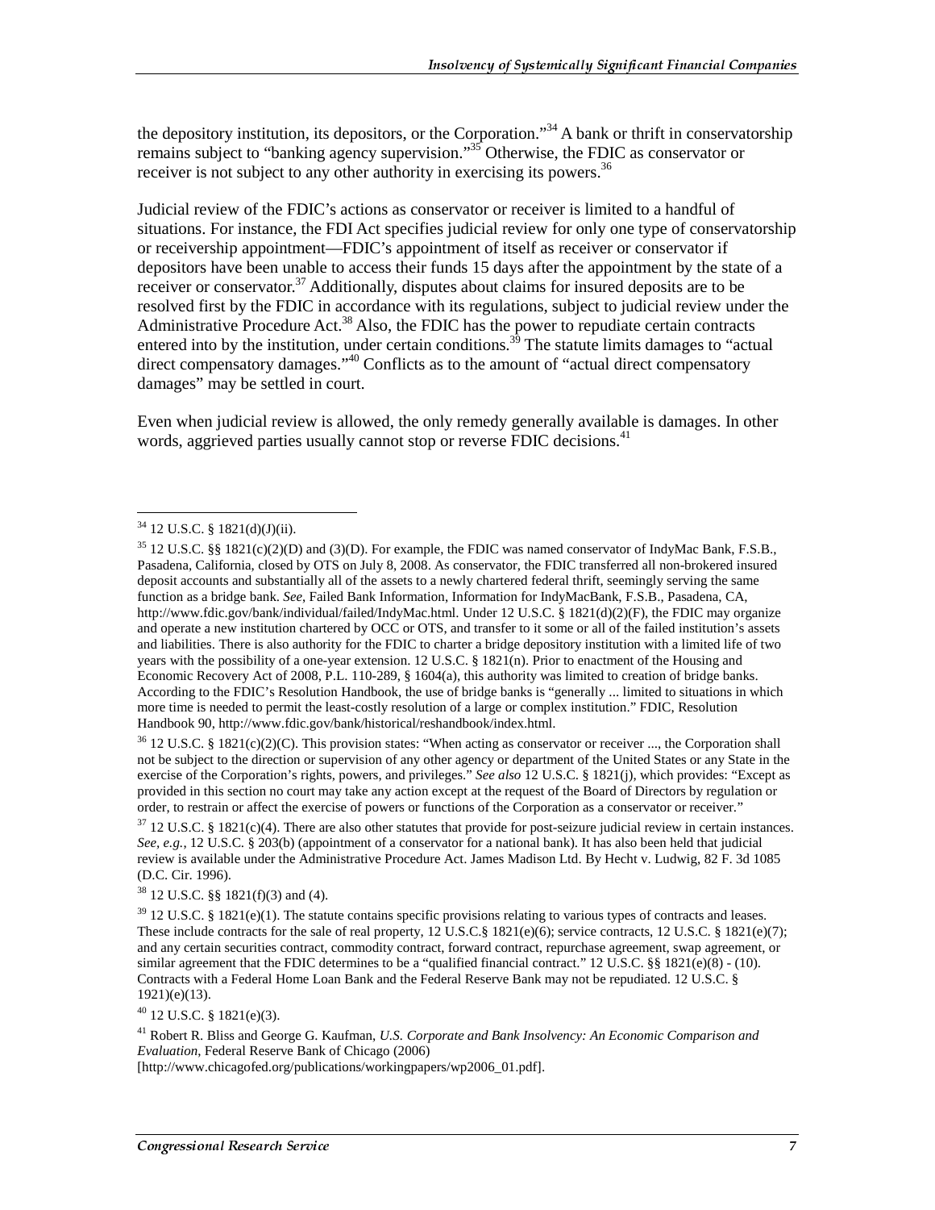the depository institution, its depositors, or the Corporation."[34] A bank or thrift in conservatorship remains subject to "banking agency supervision."[35] Otherwise, the FDIC as conservator or receiver is not subject to any other authority in exercising its powers.[36]

Judicial review of the FDIC's actions as conservator or receiver is limited to a handful of situations. For instance, the FDI Act specifies judicial review for only one type of conservatorship or receivership appointment—FDIC's appointment of itself as receiver or conservator if depositors have been unable to access their funds 15 days after the appointment by the state of a receiver or conservator.[37] Additionally, disputes about claims for insured deposits are to be resolved first by the FDIC in accordance with its regulations, subject to judicial review under the Administrative Procedure Act.[38] Also, the FDIC has the power to repudiate certain contracts entered into by the institution, under certain conditions.[39] The statute limits damages to "actual direct compensatory damages."[40] Conflicts as to the amount of "actual direct compensatory damages" may be settled in court.

Even when judicial review is allowed, the only remedy generally available is damages. In other words, aggrieved parties usually cannot stop or reverse FDIC decisions.[41]

---

[34] 12 U.S.C. § 1821(d)(J)(ii).

[35] 12 U.S.C. §§ 1821(c)(2)(D) and (3)(D). For example, the FDIC was named conservator of IndyMac Bank, F.S.B., Pasadena, California, closed by OTS on July 8, 2008. As conservator, the FDIC transferred all non-brokered insured deposit accounts and substantially all of the assets to a newly chartered federal thrift, seemingly serving the same function as a bridge bank. *See*, Failed Bank Information, Information for IndyMacBank, F.S.B., Pasadena, CA, http://www.fdic.gov/bank/individual/failed/IndyMac.html. Under 12 U.S.C. § 1821(d)(2)(F), the FDIC may organize and operate a new institution chartered by OCC or OTS, and transfer to it some or all of the failed institution's assets and liabilities. There is also authority for the FDIC to charter a bridge depository institution with a limited life of two years with the possibility of a one-year extension. 12 U.S.C. § 1821(n). Prior to enactment of the Housing and Economic Recovery Act of 2008, P.L. 110-289, § 1604(a), this authority was limited to creation of bridge banks. According to the FDIC's Resolution Handbook, the use of bridge banks is "generally ... limited to situations in which more time is needed to permit the least-costly resolution of a large or complex institution." FDIC, Resolution Handbook 90, http://www.fdic.gov/bank/historical/reshandbook/index.html.

[36] 12 U.S.C. § 1821(c)(2)(C). This provision states: "When acting as conservator or receiver ..., the Corporation shall not be subject to the direction or supervision of any other agency or department of the United States or any State in the exercise of the Corporation's rights, powers, and privileges." *See also* 12 U.S.C. § 1821(j), which provides: "Except as provided in this section no court may take any action except at the request of the Board of Directors by regulation or order, to restrain or affect the exercise of powers or functions of the Corporation as a conservator or receiver."

[37] 12 U.S.C. § 1821(c)(4). There are also other statutes that provide for post-seizure judicial review in certain instances. *See, e.g.*, 12 U.S.C. § 203(b) (appointment of a conservator for a national bank). It has also been held that judicial review is available under the Administrative Procedure Act. James Madison Ltd. By Hecht v. Ludwig, 82 F. 3d 1085 (D.C. Cir. 1996).

[38] 12 U.S.C. §§ 1821(f)(3) and (4).

[39] 12 U.S.C. § 1821(e)(1). The statute contains specific provisions relating to various types of contracts and leases. These include contracts for the sale of real property, 12 U.S.C.§ 1821(e)(6); service contracts, 12 U.S.C. § 1821(e)(7); and any certain securities contract, commodity contract, forward contract, repurchase agreement, swap agreement, or similar agreement that the FDIC determines to be a "qualified financial contract." 12 U.S.C. §§ 1821(e)(8) - (10). Contracts with a Federal Home Loan Bank and the Federal Reserve Bank may not be repudiated. 12 U.S.C. § 1921)(e)(13).

[40] 12 U.S.C. § 1821(e)(3).

[41] Robert R. Bliss and George G. Kaufman, *U.S. Corporate and Bank Insolvency: An Economic Comparison and Evaluation*, Federal Reserve Bank of Chicago (2006) [http://www.chicagofed.org/publications/workingpapers/wp2006_01.pdf].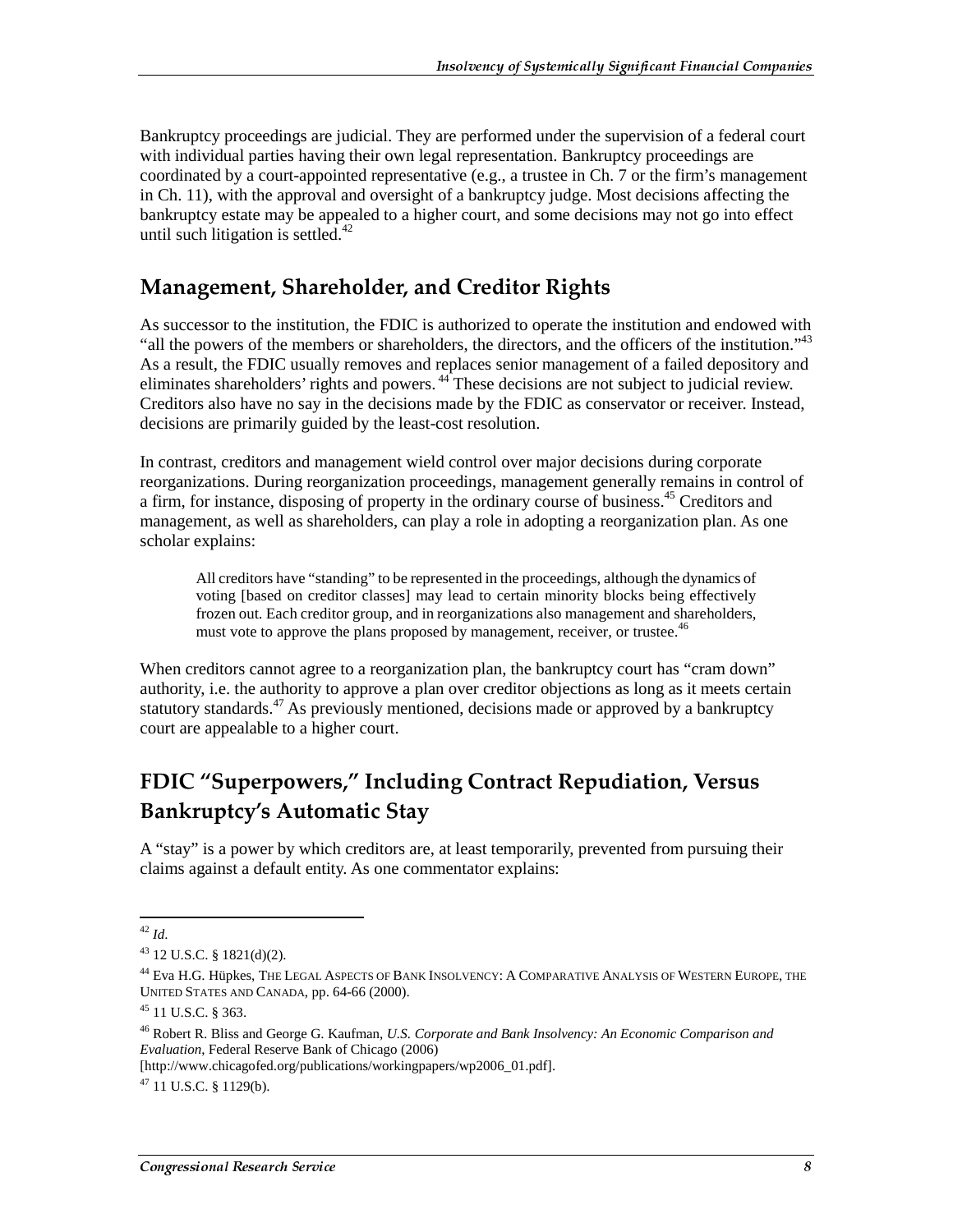Bankruptcy proceedings are judicial. They are performed under the supervision of a federal court with individual parties having their own legal representation. Bankruptcy proceedings are coordinated by a court-appointed representative (e.g., a trustee in Ch. 7 or the firm's management in Ch. 11), with the approval and oversight of a bankruptcy judge. Most decisions affecting the bankruptcy estate may be appealed to a higher court, and some decisions may not go into effect until such litigation is settled.[42]

## Management, Shareholder, and Creditor Rights

As successor to the institution, the FDIC is authorized to operate the institution and endowed with "all the powers of the members or shareholders, the directors, and the officers of the institution."[43] As a result, the FDIC usually removes and replaces senior management of a failed depository and eliminates shareholders' rights and powers.[44] These decisions are not subject to judicial review. Creditors also have no say in the decisions made by the FDIC as conservator or receiver. Instead, decisions are primarily guided by the least-cost resolution.

In contrast, creditors and management wield control over major decisions during corporate reorganizations. During reorganization proceedings, management generally remains in control of a firm, for instance, disposing of property in the ordinary course of business.[45] Creditors and management, as well as shareholders, can play a role in adopting a reorganization plan. As one scholar explains:

> All creditors have "standing" to be represented in the proceedings, although the dynamics of voting [based on creditor classes] may lead to certain minority blocks being effectively frozen out. Each creditor group, and in reorganizations also management and shareholders, must vote to approve the plans proposed by management, receiver, or trustee.[46]

When creditors cannot agree to a reorganization plan, the bankruptcy court has "cram down" authority, i.e. the authority to approve a plan over creditor objections as long as it meets certain statutory standards.[47] As previously mentioned, decisions made or approved by a bankruptcy court are appealable to a higher court.

## FDIC "Superpowers," Including Contract Repudiation, Versus Bankruptcy's Automatic Stay

A "stay" is a power by which creditors are, at least temporarily, prevented from pursuing their claims against a default entity. As one commentator explains:

---

[42] *Id*.

[43] 12 U.S.C. § 1821(d)(2).

[44] Eva H.G. Hüpkes, THE LEGAL ASPECTS OF BANK INSOLVENCY: A COMPARATIVE ANALYSIS OF WESTERN EUROPE, THE UNITED STATES AND CANADA, pp. 64-66 (2000).

[45] 11 U.S.C. § 363.

[46] Robert R. Bliss and George G. Kaufman, *U.S. Corporate and Bank Insolvency: An Economic Comparison and Evaluation*, Federal Reserve Bank of Chicago (2006) [http://www.chicagofed.org/publications/workingpapers/wp2006_01.pdf].

[47] 11 U.S.C. § 1129(b).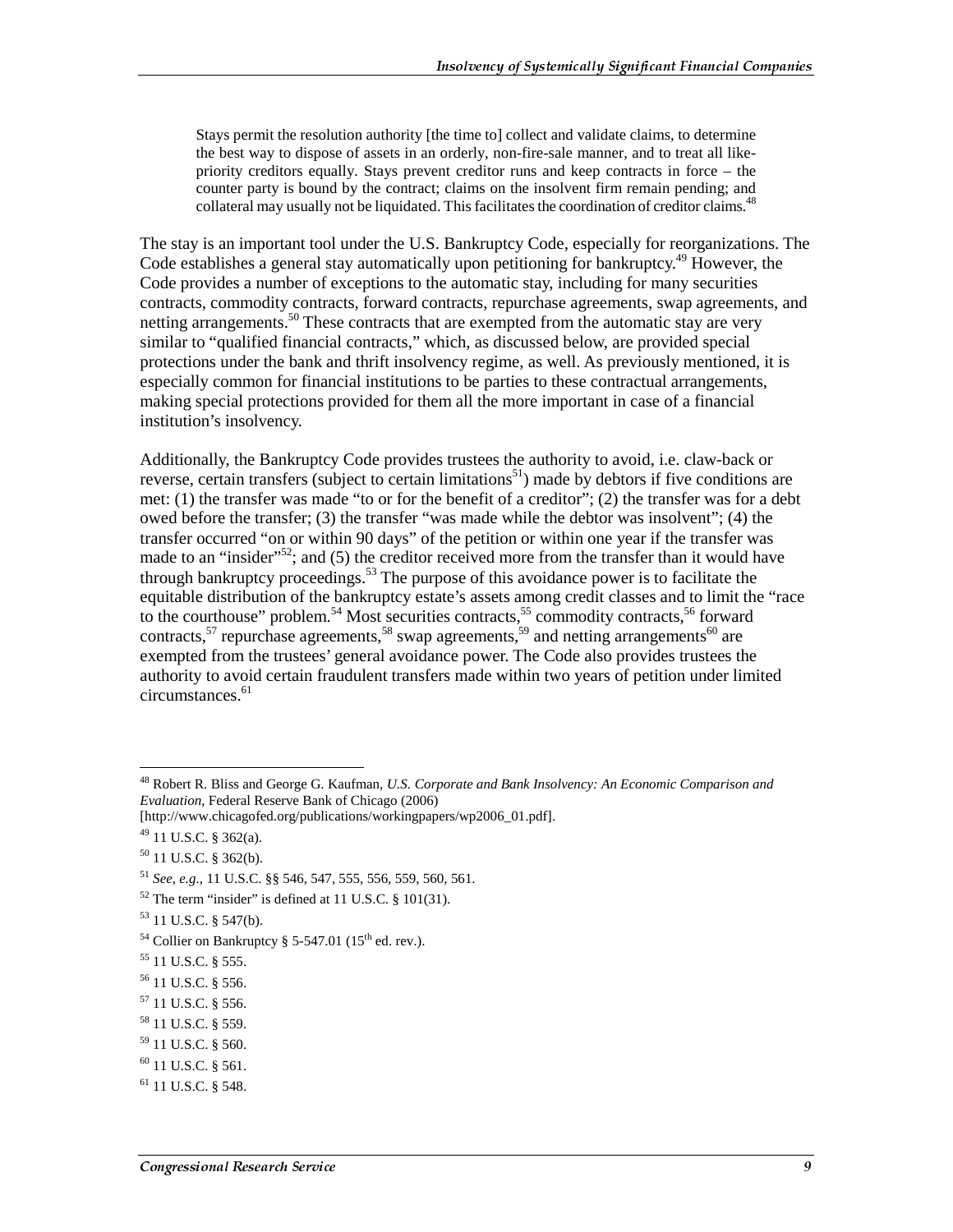> Stays permit the resolution authority [the time to] collect and validate claims, to determine the best way to dispose of assets in an orderly, non-fire-sale manner, and to treat all like-priority creditors equally. Stays prevent creditor runs and keep contracts in force – the counter party is bound by the contract; claims on the insolvent firm remain pending; and collateral may usually not be liquidated. This facilitates the coordination of creditor claims.[48]

The stay is an important tool under the U.S. Bankruptcy Code, especially for reorganizations. The Code establishes a general stay automatically upon petitioning for bankruptcy.[49] However, the Code provides a number of exceptions to the automatic stay, including for many securities contracts, commodity contracts, forward contracts, repurchase agreements, swap agreements, and netting arrangements.[50] These contracts that are exempted from the automatic stay are very similar to "qualified financial contracts," which, as discussed below, are provided special protections under the bank and thrift insolvency regime, as well. As previously mentioned, it is especially common for financial institutions to be parties to these contractual arrangements, making special protections provided for them all the more important in case of a financial institution's insolvency.

Additionally, the Bankruptcy Code provides trustees the authority to avoid, i.e. claw-back or reverse, certain transfers (subject to certain limitations[51]) made by debtors if five conditions are met: (1) the transfer was made "to or for the benefit of a creditor"; (2) the transfer was for a debt owed before the transfer; (3) the transfer "was made while the debtor was insolvent"; (4) the transfer occurred "on or within 90 days" of the petition or within one year if the transfer was made to an "insider"[52]; and (5) the creditor received more from the transfer than it would have through bankruptcy proceedings.[53] The purpose of this avoidance power is to facilitate the equitable distribution of the bankruptcy estate's assets among credit classes and to limit the "race to the courthouse" problem.[54] Most securities contracts,[55] commodity contracts,[56] forward contracts,[57] repurchase agreements,[58] swap agreements,[59] and netting arrangements[60] are exempted from the trustees' general avoidance power. The Code also provides trustees the authority to avoid certain fraudulent transfers made within two years of petition under limited circumstances.[61]

---

[48] Robert R. Bliss and George G. Kaufman, *U.S. Corporate and Bank Insolvency: An Economic Comparison and Evaluation*, Federal Reserve Bank of Chicago (2006) [http://www.chicagofed.org/publications/workingpapers/wp2006_01.pdf].

[49] 11 U.S.C. § 362(a).

[50] 11 U.S.C. § 362(b).

[51] *See, e.g.*, 11 U.S.C. §§ 546, 547, 555, 556, 559, 560, 561.

[52] The term "insider" is defined at 11 U.S.C. § 101(31).

[53] 11 U.S.C. § 547(b).

[54] Collier on Bankruptcy § 5-547.01 (15th ed. rev.).

[55] 11 U.S.C. § 555.

[56] 11 U.S.C. § 556.

[57] 11 U.S.C. § 556.

[58] 11 U.S.C. § 559.

[59] 11 U.S.C. § 560.

[60] 11 U.S.C. § 561.

[61] 11 U.S.C. § 548.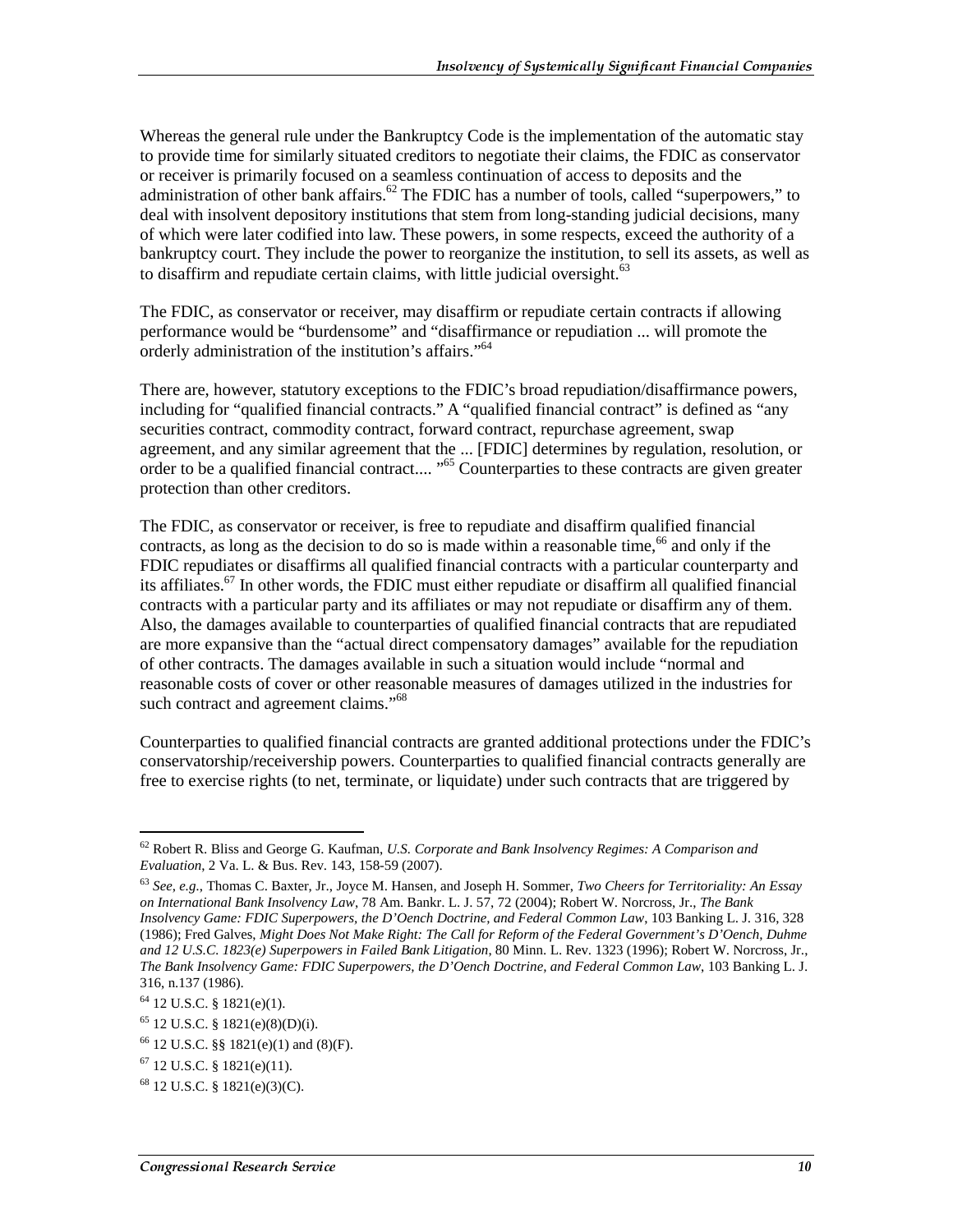Whereas the general rule under the Bankruptcy Code is the implementation of the automatic stay to provide time for similarly situated creditors to negotiate their claims, the FDIC as conservator or receiver is primarily focused on a seamless continuation of access to deposits and the administration of other bank affairs.[62] The FDIC has a number of tools, called "superpowers," to deal with insolvent depository institutions that stem from long-standing judicial decisions, many of which were later codified into law. These powers, in some respects, exceed the authority of a bankruptcy court. They include the power to reorganize the institution, to sell its assets, as well as to disaffirm and repudiate certain claims, with little judicial oversight.[63]

The FDIC, as conservator or receiver, may disaffirm or repudiate certain contracts if allowing performance would be "burdensome" and "disaffirmance or repudiation ... will promote the orderly administration of the institution's affairs."[64]

There are, however, statutory exceptions to the FDIC's broad repudiation/disaffirmance powers, including for "qualified financial contracts." A "qualified financial contract" is defined as "any securities contract, commodity contract, forward contract, repurchase agreement, swap agreement, and any similar agreement that the ... [FDIC] determines by regulation, resolution, or order to be a qualified financial contract.... "[65] Counterparties to these contracts are given greater protection than other creditors.

The FDIC, as conservator or receiver, is free to repudiate and disaffirm qualified financial contracts, as long as the decision to do so is made within a reasonable time,[66] and only if the FDIC repudiates or disaffirms all qualified financial contracts with a particular counterparty and its affiliates.[67] In other words, the FDIC must either repudiate or disaffirm all qualified financial contracts with a particular party and its affiliates or may not repudiate or disaffirm any of them. Also, the damages available to counterparties of qualified financial contracts that are repudiated are more expansive than the "actual direct compensatory damages" available for the repudiation of other contracts. The damages available in such a situation would include "normal and reasonable costs of cover or other reasonable measures of damages utilized in the industries for such contract and agreement claims."[68]

Counterparties to qualified financial contracts are granted additional protections under the FDIC's conservatorship/receivership powers. Counterparties to qualified financial contracts generally are free to exercise rights (to net, terminate, or liquidate) under such contracts that are triggered by

---

[62] Robert R. Bliss and George G. Kaufman, *U.S. Corporate and Bank Insolvency Regimes: A Comparison and Evaluation*, 2 Va. L. & Bus. Rev. 143, 158-59 (2007).

[63] *See, e.g.*, Thomas C. Baxter, Jr., Joyce M. Hansen, and Joseph H. Sommer, *Two Cheers for Territoriality: An Essay on International Bank Insolvency Law*, 78 Am. Bankr. L. J. 57, 72 (2004); Robert W. Norcross, Jr., *The Bank Insolvency Game: FDIC Superpowers, the D'Oench Doctrine, and Federal Common Law*, 103 Banking L. J. 316, 328 (1986); Fred Galves, *Might Does Not Make Right: The Call for Reform of the Federal Government's D'Oench, Duhme and 12 U.S.C. 1823(e) Superpowers in Failed Bank Litigation*, 80 Minn. L. Rev. 1323 (1996); Robert W. Norcross, Jr., *The Bank Insolvency Game: FDIC Superpowers, the D'Oench Doctrine, and Federal Common Law*, 103 Banking L. J. 316, n.137 (1986).

[64] 12 U.S.C. § 1821(e)(1).

[65] 12 U.S.C. § 1821(e)(8)(D)(i).

[66] 12 U.S.C. §§ 1821(e)(1) and (8)(F).

[67] 12 U.S.C. § 1821(e)(11).

[68] 12 U.S.C. § 1821(e)(3)(C).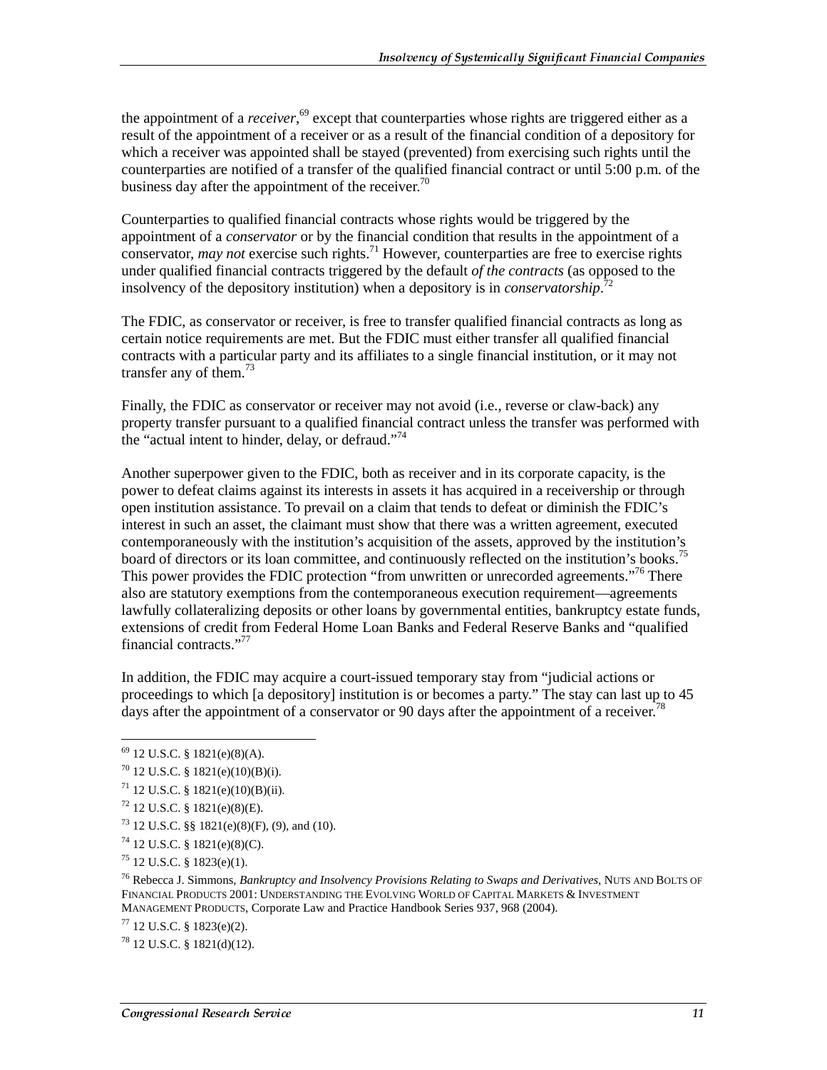the appointment of a *receiver*,[69] except that counterparties whose rights are triggered either as a result of the appointment of a receiver or as a result of the financial condition of a depository for which a receiver was appointed shall be stayed (prevented) from exercising such rights until the counterparties are notified of a transfer of the qualified financial contract or until 5:00 p.m. of the business day after the appointment of the receiver.[70]

Counterparties to qualified financial contracts whose rights would be triggered by the appointment of a *conservator* or by the financial condition that results in the appointment of a conservator, *may not* exercise such rights.[71] However, counterparties are free to exercise rights under qualified financial contracts triggered by the default *of the contracts* (as opposed to the insolvency of the depository institution) when a depository is in *conservatorship*.[72]

The FDIC, as conservator or receiver, is free to transfer qualified financial contracts as long as certain notice requirements are met. But the FDIC must either transfer all qualified financial contracts with a particular party and its affiliates to a single financial institution, or it may not transfer any of them.[73]

Finally, the FDIC as conservator or receiver may not avoid (i.e., reverse or claw-back) any property transfer pursuant to a qualified financial contract unless the transfer was performed with the "actual intent to hinder, delay, or defraud."[74]

Another superpower given to the FDIC, both as receiver and in its corporate capacity, is the power to defeat claims against its interests in assets it has acquired in a receivership or through open institution assistance. To prevail on a claim that tends to defeat or diminish the FDIC's interest in such an asset, the claimant must show that there was a written agreement, executed contemporaneously with the institution's acquisition of the assets, approved by the institution's board of directors or its loan committee, and continuously reflected on the institution's books.[75] This power provides the FDIC protection "from unwritten or unrecorded agreements."[76] There also are statutory exemptions from the contemporaneous execution requirement—agreements lawfully collateralizing deposits or other loans by governmental entities, bankruptcy estate funds, extensions of credit from Federal Home Loan Banks and Federal Reserve Banks and "qualified financial contracts."[77]

In addition, the FDIC may acquire a court-issued temporary stay from "judicial actions or proceedings to which [a depository] institution is or becomes a party." The stay can last up to 45 days after the appointment of a conservator or 90 days after the appointment of a receiver.[78]

---

[69] 12 U.S.C. § 1821(e)(8)(A).

[70] 12 U.S.C. § 1821(e)(10)(B)(i).

[71] 12 U.S.C. § 1821(e)(10)(B)(ii).

[72] 12 U.S.C. § 1821(e)(8)(E).

[73] 12 U.S.C. §§ 1821(e)(8)(F), (9), and (10).

[74] 12 U.S.C. § 1821(e)(8)(C).

[75] 12 U.S.C. § 1823(e)(1).

[76] Rebecca J. Simmons, *Bankruptcy and Insolvency Provisions Relating to Swaps and Derivatives*, NUTS AND BOLTS OF FINANCIAL PRODUCTS 2001: UNDERSTANDING THE EVOLVING WORLD OF CAPITAL MARKETS & INVESTMENT MANAGEMENT PRODUCTS, Corporate Law and Practice Handbook Series 937, 968 (2004).

[77] 12 U.S.C. § 1823(e)(2).

[78] 12 U.S.C. § 1821(d)(12).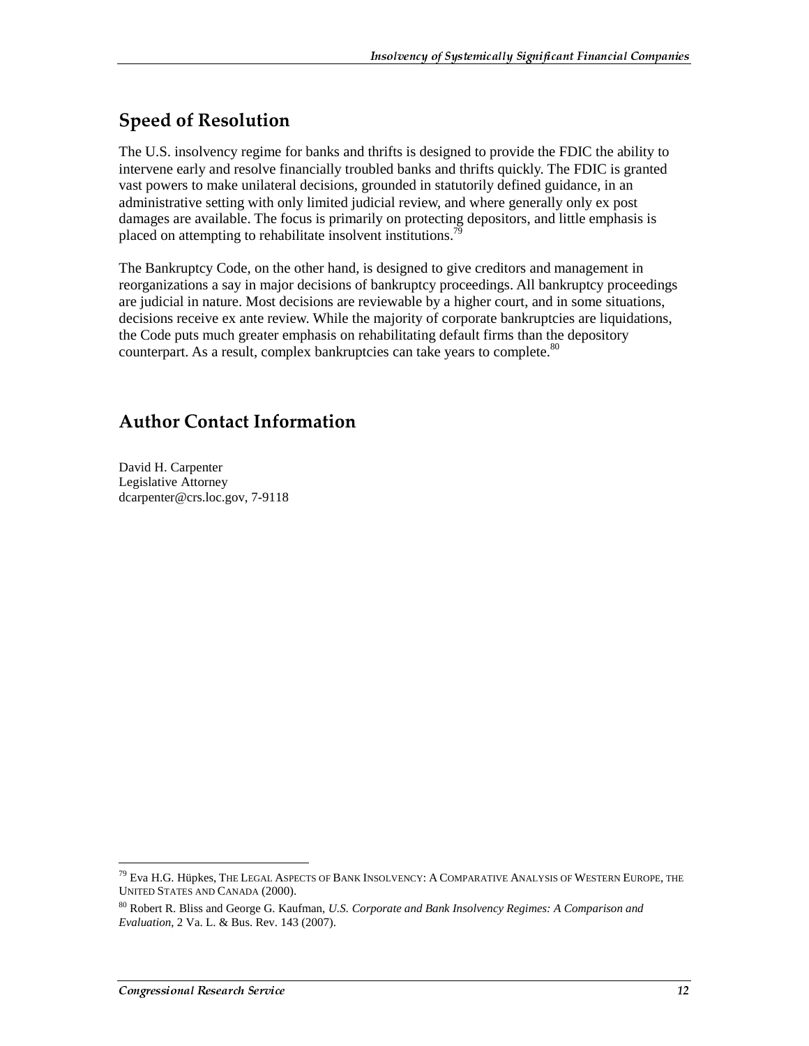## Speed of Resolution

The U.S. insolvency regime for banks and thrifts is designed to provide the FDIC the ability to intervene early and resolve financially troubled banks and thrifts quickly. The FDIC is granted vast powers to make unilateral decisions, grounded in statutorily defined guidance, in an administrative setting with only limited judicial review, and where generally only ex post damages are available. The focus is primarily on protecting depositors, and little emphasis is placed on attempting to rehabilitate insolvent institutions.[79]

The Bankruptcy Code, on the other hand, is designed to give creditors and management in reorganizations a say in major decisions of bankruptcy proceedings. All bankruptcy proceedings are judicial in nature. Most decisions are reviewable by a higher court, and in some situations, decisions receive ex ante review. While the majority of corporate bankruptcies are liquidations, the Code puts much greater emphasis on rehabilitating default firms than the depository counterpart. As a result, complex bankruptcies can take years to complete.[80]

## Author Contact Information

David H. Carpenter
Legislative Attorney
dcarpenter@crs.loc.gov, 7-9118

---

[79] Eva H.G. Hüpkes, THE LEGAL ASPECTS OF BANK INSOLVENCY: A COMPARATIVE ANALYSIS OF WESTERN EUROPE, THE UNITED STATES AND CANADA (2000).

[80] Robert R. Bliss and George G. Kaufman, *U.S. Corporate and Bank Insolvency Regimes: A Comparison and Evaluation*, 2 Va. L. & Bus. Rev. 143 (2007).